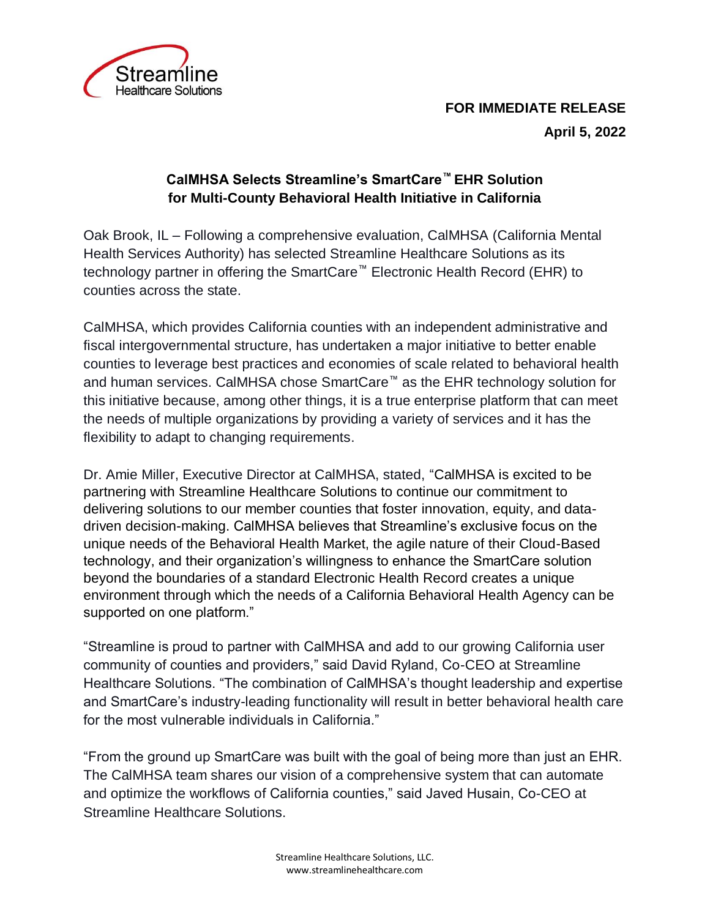**FOR IMMEDIATE RELEASE**

**April 5, 2022**

# CalMHSA Selects Streamline's SmartCare™ EHR Solution for Multi-County Behavioral Health Initiative in California

Oak Brook, IL – Following a comprehensive evaluation, CalMHSA (California Mental Health Services Authority) has selected Streamline Healthcare Solutions as its technology partner in offering the SmartCare™ Electronic Health Record (EHR) to counties across the state.

CalMHSA, which provides California counties with an independent administrative and fiscal intergovernmental structure, has undertaken a major initiative to better enable counties to leverage best practices and economies of scale related to behavioral health and human services. CalMHSA chose SmartCare™ as the EHR technology solution for this initiative because, among other things, it is a true enterprise platform that can meet the needs of multiple organizations by providing a variety of services and it has the flexibility to adapt to changing requirements.

Dr. Amie Miller, Executive Director at CalMHSA, stated, "CalMHSA is excited to be partnering with Streamline Healthcare Solutions to continue our commitment to delivering solutions to our member counties that foster innovation, equity, and data-driven decision-making. CalMHSA believes that Streamline's exclusive focus on the unique needs of the Behavioral Health Market, the agile nature of their Cloud-Based technology, and their organization's willingness to enhance the SmartCare solution beyond the boundaries of a standard Electronic Health Record creates a unique environment through which the needs of a California Behavioral Health Agency can be supported on one platform."

"Streamline is proud to partner with CalMHSA and add to our growing California user community of counties and providers," said David Ryland, Co-CEO at Streamline Healthcare Solutions. "The combination of CalMHSA's thought leadership and expertise and SmartCare's industry-leading functionality will result in better behavioral health care for the most vulnerable individuals in California."

"From the ground up SmartCare was built with the goal of being more than just an EHR. The CalMHSA team shares our vision of a comprehensive system that can automate and optimize the workflows of California counties," said Javed Husain, Co-CEO at Streamline Healthcare Solutions.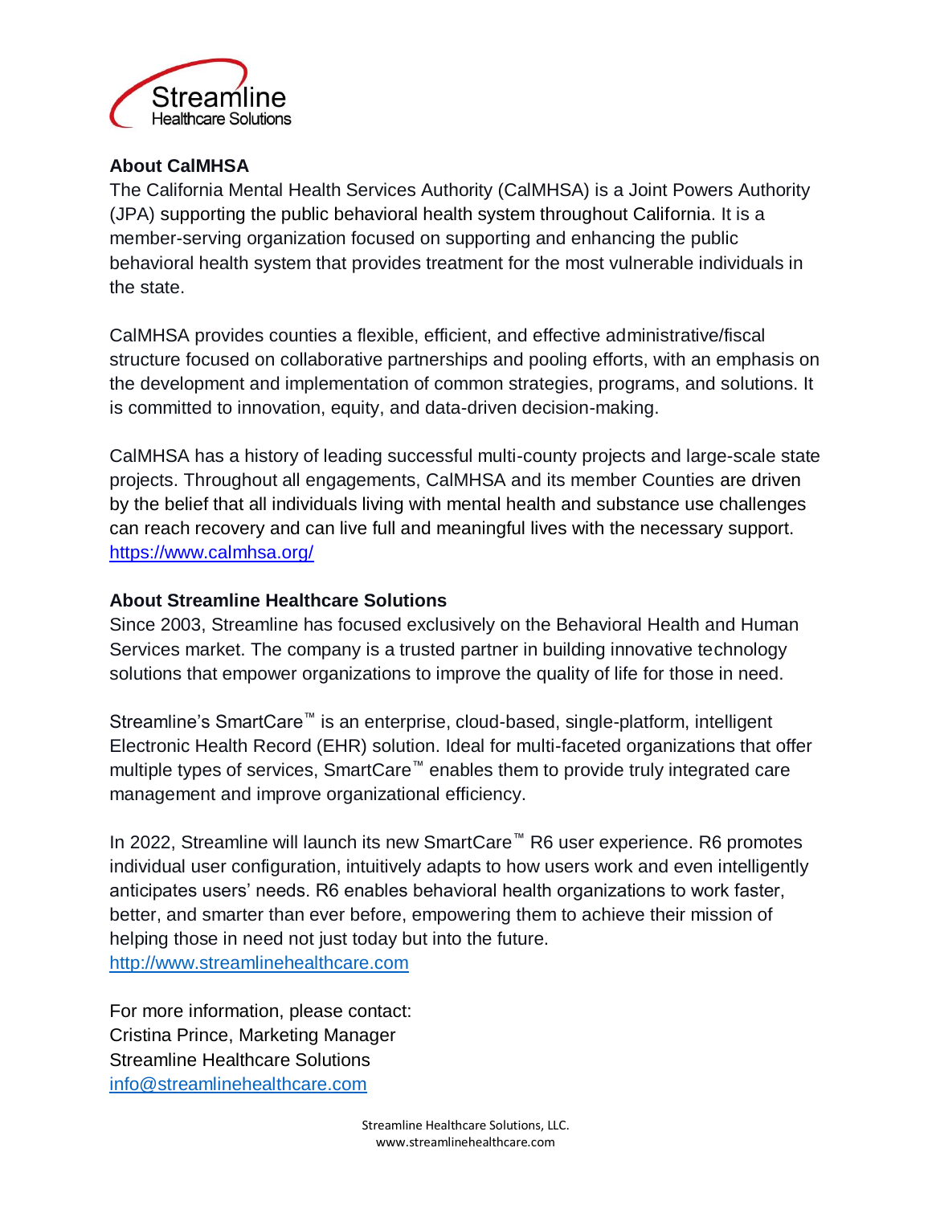## About CalMHSA

The California Mental Health Services Authority (CalMHSA) is a Joint Powers Authority (JPA) supporting the public behavioral health system throughout California. It is a member-serving organization focused on supporting and enhancing the public behavioral health system that provides treatment for the most vulnerable individuals in the state.

CalMHSA provides counties a flexible, efficient, and effective administrative/fiscal structure focused on collaborative partnerships and pooling efforts, with an emphasis on the development and implementation of common strategies, programs, and solutions. It is committed to innovation, equity, and data-driven decision-making.

CalMHSA has a history of leading successful multi-county projects and large-scale state projects. Throughout all engagements, CalMHSA and its member Counties are driven by the belief that all individuals living with mental health and substance use challenges can reach recovery and can live full and meaningful lives with the necessary support.
https://www.calmhsa.org/

## About Streamline Healthcare Solutions

Since 2003, Streamline has focused exclusively on the Behavioral Health and Human Services market. The company is a trusted partner in building innovative technology solutions that empower organizations to improve the quality of life for those in need.

Streamline's SmartCare™ is an enterprise, cloud-based, single-platform, intelligent Electronic Health Record (EHR) solution. Ideal for multi-faceted organizations that offer multiple types of services, SmartCare™ enables them to provide truly integrated care management and improve organizational efficiency.

In 2022, Streamline will launch its new SmartCare™ R6 user experience. R6 promotes individual user configuration, intuitively adapts to how users work and even intelligently anticipates users' needs. R6 enables behavioral health organizations to work faster, better, and smarter than ever before, empowering them to achieve their mission of helping those in need not just today but into the future.
http://www.streamlinehealthcare.com

For more information, please contact:
Cristina Prince, Marketing Manager
Streamline Healthcare Solutions
info@streamlinehealthcare.com